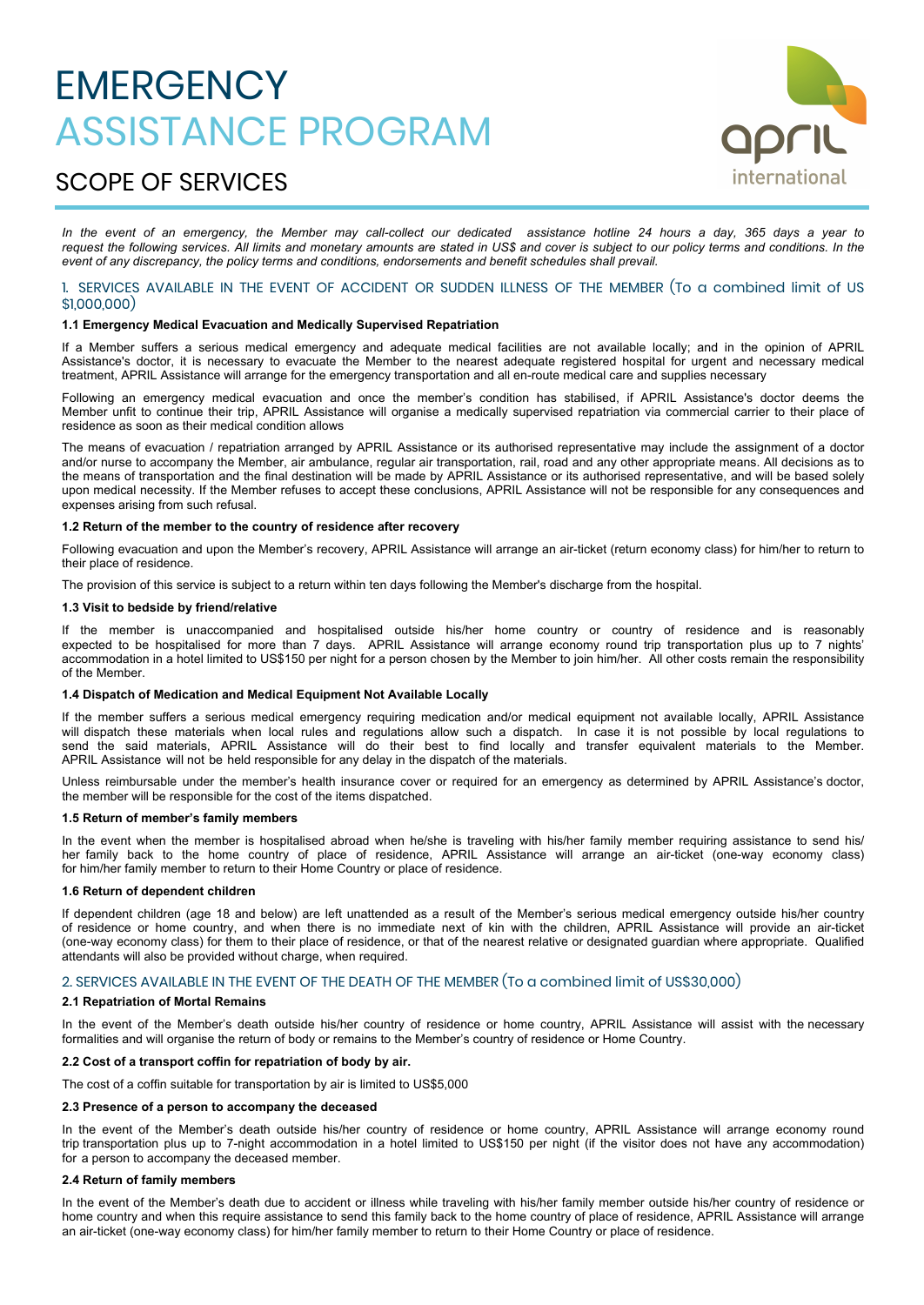# EMERGENCY ASSISTANCE PROGRAM

## SCOPE OF SERVICES

*In the event of an emergency, the Member may call-collect our dedicated assistance hotline 24 hours a day, 365 days a year to request the following services. All limits and monetary amounts are stated in US$ and cover is subject to our policy terms and conditions. In the event of any discrepancy, the policy terms and conditions, endorsements and benefit schedules shall prevail.*

## 1. SERVICES AVAILABLE IN THE EVENT OF ACCIDENT OR SUDDEN ILLNESS OF THE MEMBER (To a combined limit of US $1,000,000)

### 1.1 Emergency Medical Evacuation and Medically Supervised Repatriation

If a Member suffers a serious medical emergency and adequate medical facilities are not available locally; and in the opinion of APRIL Assistance's doctor, it is necessary to evacuate the Member to the nearest adequate registered hospital for urgent and necessary medical treatment, APRIL Assistance will arrange for the emergency transportation and all en-route medical care and supplies necessary

Following an emergency medical evacuation and once the member's condition has stabilised, if APRIL Assistance's doctor deems the Member unfit to continue their trip, APRIL Assistance will organise a medically supervised repatriation via commercial carrier to their place of residence as soon as their medical condition allows

The means of evacuation / repatriation arranged by APRIL Assistance or its authorised representative may include the assignment of a doctor and/or nurse to accompany the Member, air ambulance, regular air transportation, rail, road and any other appropriate means. All decisions as to the means of transportation and the final destination will be made by APRIL Assistance or its authorised representative, and will be based solely upon medical necessity. If the Member refuses to accept these conclusions, APRIL Assistance will not be responsible for any consequences and expenses arising from such refusal.

### 1.2 Return of the member to the country of residence after recovery

Following evacuation and upon the Member's recovery, APRIL Assistance will arrange an air-ticket (return economy class) for him/her to return to their place of residence.

The provision of this service is subject to a return within ten days following the Member's discharge from the hospital.

### 1.3 Visit to bedside by friend/relative

If the member is unaccompanied and hospitalised outside his/her home country or country of residence and is reasonably expected to be hospitalised for more than 7 days. APRIL Assistance will arrange economy round trip transportation plus up to 7 nights' accommodation in a hotel limited to US$150 per night for a person chosen by the Member to join him/her. All other costs remain the responsibility of the Member.

### 1.4 Dispatch of Medication and Medical Equipment Not Available Locally

If the member suffers a serious medical emergency requiring medication and/or medical equipment not available locally, APRIL Assistance will dispatch these materials when local rules and regulations allow such a dispatch. In case it is not possible by local regulations to send the said materials, APRIL Assistance will do their best to find locally and transfer equivalent materials to the Member. APRIL Assistance will not be held responsible for any delay in the dispatch of the materials.

Unless reimbursable under the member's health insurance cover or required for an emergency as determined by APRIL Assistance's doctor, the member will be responsible for the cost of the items dispatched.

### 1.5 Return of member's family members

In the event when the member is hospitalised abroad when he/she is traveling with his/her family member requiring assistance to send his/ her family back to the home country of place of residence, APRIL Assistance will arrange an air-ticket (one-way economy class) for him/her family member to return to their Home Country or place of residence.

### 1.6 Return of dependent children

If dependent children (age 18 and below) are left unattended as a result of the Member's serious medical emergency outside his/her country of residence or home country, and when there is no immediate next of kin with the children, APRIL Assistance will provide an air-ticket (one-way economy class) for them to their place of residence, or that of the nearest relative or designated guardian where appropriate. Qualified attendants will also be provided without charge, when required.

## 2. SERVICES AVAILABLE IN THE EVENT OF THE DEATH OF THE MEMBER (To a combined limit of US$30,000)

### 2.1 Repatriation of Mortal Remains

In the event of the Member's death outside his/her country of residence or home country, APRIL Assistance will assist with the necessary formalities and will organise the return of body or remains to the Member's country of residence or Home Country.

### 2.2 Cost of a transport coffin for repatriation of body by air.

The cost of a coffin suitable for transportation by air is limited to US$5,000

### 2.3 Presence of a person to accompany the deceased

In the event of the Member's death outside his/her country of residence or home country, APRIL Assistance will arrange economy round trip transportation plus up to 7-night accommodation in a hotel limited to US$150 per night (if the visitor does not have any accommodation) for a person to accompany the deceased member.

### 2.4 Return of family members

In the event of the Member's death due to accident or illness while traveling with his/her family member outside his/her country of residence or home country and when this require assistance to send this family back to the home country of place of residence, APRIL Assistance will arrange an air-ticket (one-way economy class) for him/her family member to return to their Home Country or place of residence.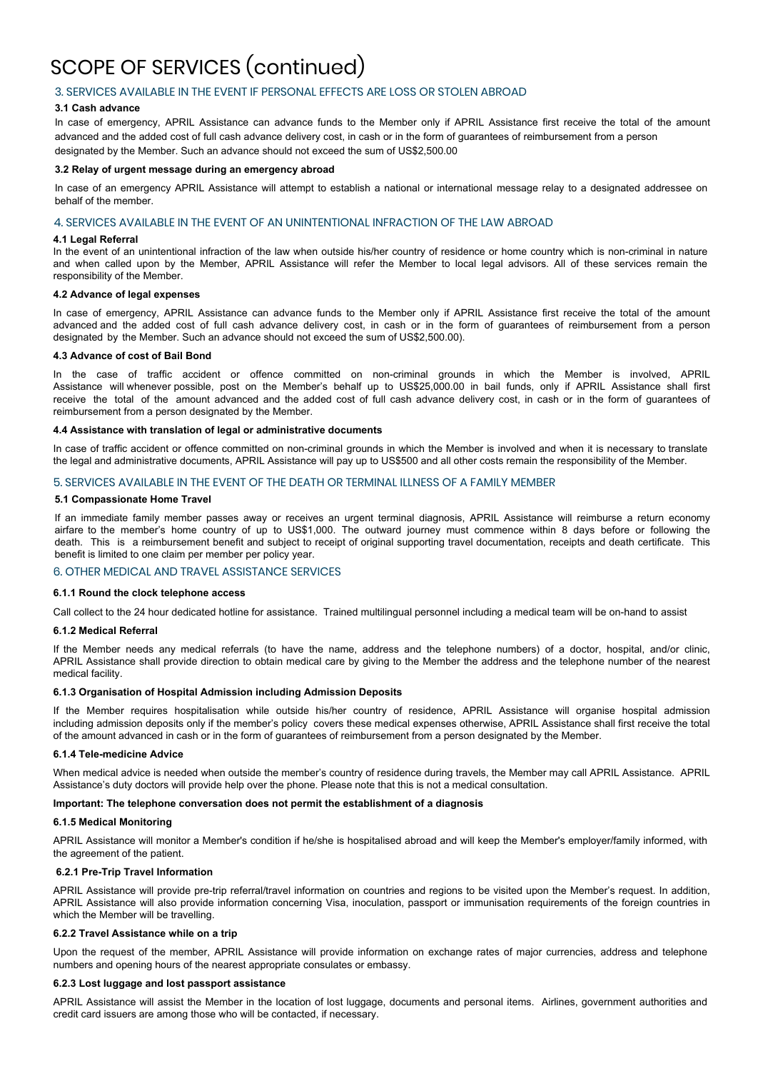# SCOPE OF SERVICES (continued)

## 3. SERVICES AVAILABLE IN THE EVENT IF PERSONAL EFFECTS ARE LOSS OR STOLEN ABROAD

**3.1 Cash advance**

In case of emergency, APRIL Assistance can advance funds to the Member only if APRIL Assistance first receive the total of the amount advanced and the added cost of full cash advance delivery cost, in cash or in the form of guarantees of reimbursement from a person designated by the Member. Such an advance should not exceed the sum of US$2,500.00

**3.2 Relay of urgent message during an emergency abroad**

In case of an emergency APRIL Assistance will attempt to establish a national or international message relay to a designated addressee on behalf of the member.

## 4. SERVICES AVAILABLE IN THE EVENT OF AN UNINTENTIONAL INFRACTION OF THE LAW ABROAD

**4.1 Legal Referral**

In the event of an unintentional infraction of the law when outside his/her country of residence or home country which is non-criminal in nature and when called upon by the Member, APRIL Assistance will refer the Member to local legal advisors. All of these services remain the responsibility of the Member.

**4.2 Advance of legal expenses**

In case of emergency, APRIL Assistance can advance funds to the Member only if APRIL Assistance first receive the total of the amount advanced and the added cost of full cash advance delivery cost, in cash or in the form of guarantees of reimbursement from a person designated by the Member. Such an advance should not exceed the sum of US$2,500.00).

**4.3 Advance of cost of Bail Bond**

In the case of traffic accident or offence committed on non-criminal grounds in which the Member is involved, APRIL Assistance will whenever possible, post on the Member's behalf up to US$25,000.00 in bail funds, only if APRIL Assistance shall first receive the total of the amount advanced and the added cost of full cash advance delivery cost, in cash or in the form of guarantees of reimbursement from a person designated by the Member.

**4.4 Assistance with translation of legal or administrative documents**

In case of traffic accident or offence committed on non-criminal grounds in which the Member is involved and when it is necessary to translate the legal and administrative documents, APRIL Assistance will pay up to US$500 and all other costs remain the responsibility of the Member.

## 5. SERVICES AVAILABLE IN THE EVENT OF THE DEATH OR TERMINAL ILLNESS OF A FAMILY MEMBER

**5.1 Compassionate Home Travel**

If an immediate family member passes away or receives an urgent terminal diagnosis, APRIL Assistance will reimburse a return economy airfare to the member's home country of up to US$1,000. The outward journey must commence within 8 days before or following the death. This is a reimbursement benefit and subject to receipt of original supporting travel documentation, receipts and death certificate. This benefit is limited to one claim per member per policy year.

## 6. OTHER MEDICAL AND TRAVEL ASSISTANCE SERVICES

**6.1.1 Round the clock telephone access**

Call collect to the 24 hour dedicated hotline for assistance. Trained multilingual personnel including a medical team will be on-hand to assist

**6.1.2 Medical Referral**

If the Member needs any medical referrals (to have the name, address and the telephone numbers) of a doctor, hospital, and/or clinic, APRIL Assistance shall provide direction to obtain medical care by giving to the Member the address and the telephone number of the nearest medical facility.

**6.1.3 Organisation of Hospital Admission including Admission Deposits**

If the Member requires hospitalisation while outside his/her country of residence, APRIL Assistance will organise hospital admission including admission deposits only if the member's policy covers these medical expenses otherwise, APRIL Assistance shall first receive the total of the amount advanced in cash or in the form of guarantees of reimbursement from a person designated by the Member.

**6.1.4 Tele-medicine Advice**

When medical advice is needed when outside the member's country of residence during travels, the Member may call APRIL Assistance. APRIL Assistance's duty doctors will provide help over the phone. Please note that this is not a medical consultation.

**Important: The telephone conversation does not permit the establishment of a diagnosis**

**6.1.5 Medical Monitoring**

APRIL Assistance will monitor a Member's condition if he/she is hospitalised abroad and will keep the Member's employer/family informed, with the agreement of the patient.

**6.2.1 Pre-Trip Travel Information**

APRIL Assistance will provide pre-trip referral/travel information on countries and regions to be visited upon the Member's request. In addition, APRIL Assistance will also provide information concerning Visa, inoculation, passport or immunisation requirements of the foreign countries in which the Member will be travelling.

**6.2.2 Travel Assistance while on a trip**

Upon the request of the member, APRIL Assistance will provide information on exchange rates of major currencies, address and telephone numbers and opening hours of the nearest appropriate consulates or embassy.

**6.2.3 Lost luggage and lost passport assistance**

APRIL Assistance will assist the Member in the location of lost luggage, documents and personal items. Airlines, government authorities and credit card issuers are among those who will be contacted, if necessary.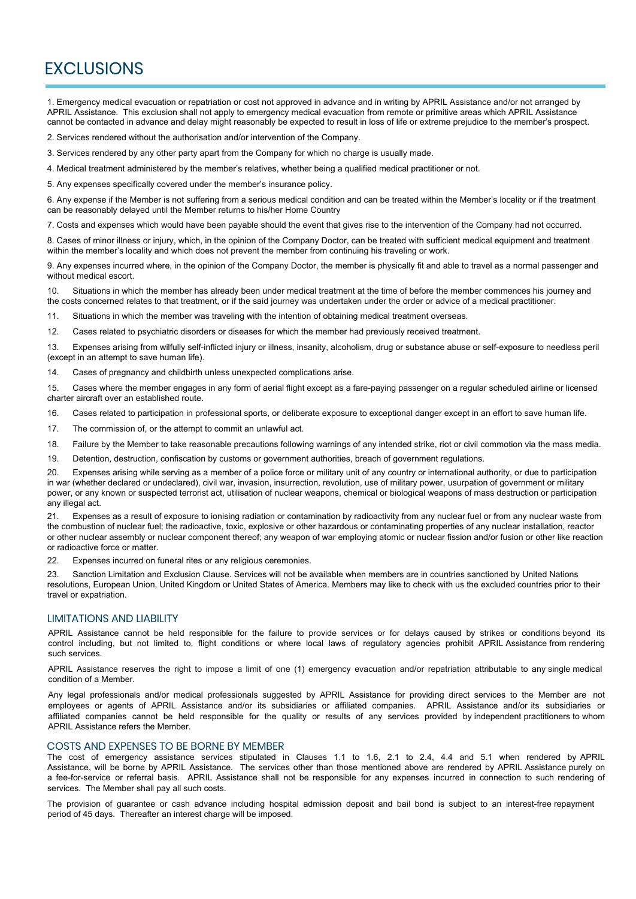# EXCLUSIONS

1. Emergency medical evacuation or repatriation or cost not approved in advance and in writing by APRIL Assistance and/or not arranged by APRIL Assistance. This exclusion shall not apply to emergency medical evacuation from remote or primitive areas which APRIL Assistance cannot be contacted in advance and delay might reasonably be expected to result in loss of life or extreme prejudice to the member's prospect.

2. Services rendered without the authorisation and/or intervention of the Company.

3. Services rendered by any other party apart from the Company for which no charge is usually made.

4. Medical treatment administered by the member's relatives, whether being a qualified medical practitioner or not.

5. Any expenses specifically covered under the member's insurance policy.

6. Any expense if the Member is not suffering from a serious medical condition and can be treated within the Member's locality or if the treatment can be reasonably delayed until the Member returns to his/her Home Country

7. Costs and expenses which would have been payable should the event that gives rise to the intervention of the Company had not occurred.

8. Cases of minor illness or injury, which, in the opinion of the Company Doctor, can be treated with sufficient medical equipment and treatment within the member's locality and which does not prevent the member from continuing his traveling or work.

9. Any expenses incurred where, in the opinion of the Company Doctor, the member is physically fit and able to travel as a normal passenger and without medical escort.

10. Situations in which the member has already been under medical treatment at the time of before the member commences his journey and the costs concerned relates to that treatment, or if the said journey was undertaken under the order or advice of a medical practitioner.

11. Situations in which the member was traveling with the intention of obtaining medical treatment overseas.

12. Cases related to psychiatric disorders or diseases for which the member had previously received treatment.

13. Expenses arising from wilfully self-inflicted injury or illness, insanity, alcoholism, drug or substance abuse or self-exposure to needless peril (except in an attempt to save human life).

14. Cases of pregnancy and childbirth unless unexpected complications arise.

15. Cases where the member engages in any form of aerial flight except as a fare-paying passenger on a regular scheduled airline or licensed charter aircraft over an established route.

16. Cases related to participation in professional sports, or deliberate exposure to exceptional danger except in an effort to save human life.

17. The commission of, or the attempt to commit an unlawful act.

18. Failure by the Member to take reasonable precautions following warnings of any intended strike, riot or civil commotion via the mass media.

19. Detention, destruction, confiscation by customs or government authorities, breach of government regulations.

20. Expenses arising while serving as a member of a police force or military unit of any country or international authority, or due to participation in war (whether declared or undeclared), civil war, invasion, insurrection, revolution, use of military power, usurpation of government or military power, or any known or suspected terrorist act, utilisation of nuclear weapons, chemical or biological weapons of mass destruction or participation any illegal act.

21. Expenses as a result of exposure to ionising radiation or contamination by radioactivity from any nuclear fuel or from any nuclear waste from the combustion of nuclear fuel; the radioactive, toxic, explosive or other hazardous or contaminating properties of any nuclear installation, reactor or other nuclear assembly or nuclear component thereof; any weapon of war employing atomic or nuclear fission and/or fusion or other like reaction or radioactive force or matter.

22. Expenses incurred on funeral rites or any religious ceremonies.

23. Sanction Limitation and Exclusion Clause. Services will not be available when members are in countries sanctioned by United Nations resolutions, European Union, United Kingdom or United States of America. Members may like to check with us the excluded countries prior to their travel or expatriation.

## LIMITATIONS AND LIABILITY

APRIL Assistance cannot be held responsible for the failure to provide services or for delays caused by strikes or conditions beyond its control including, but not limited to, flight conditions or where local laws of regulatory agencies prohibit APRIL Assistance from rendering such services.

APRIL Assistance reserves the right to impose a limit of one (1) emergency evacuation and/or repatriation attributable to any single medical condition of a Member.

Any legal professionals and/or medical professionals suggested by APRIL Assistance for providing direct services to the Member are not employees or agents of APRIL Assistance and/or its subsidiaries or affiliated companies. APRIL Assistance and/or its subsidiaries or affiliated companies cannot be held responsible for the quality or results of any services provided by independent practitioners to whom APRIL Assistance refers the Member.

## COSTS AND EXPENSES TO BE BORNE BY MEMBER

The cost of emergency assistance services stipulated in Clauses 1.1 to 1.6, 2.1 to 2.4, 4.4 and 5.1 when rendered by APRIL Assistance, will be borne by APRIL Assistance. The services other than those mentioned above are rendered by APRIL Assistance purely on a fee-for-service or referral basis. APRIL Assistance shall not be responsible for any expenses incurred in connection to such rendering of services. The Member shall pay all such costs.

The provision of guarantee or cash advance including hospital admission deposit and bail bond is subject to an interest-free repayment period of 45 days. Thereafter an interest charge will be imposed.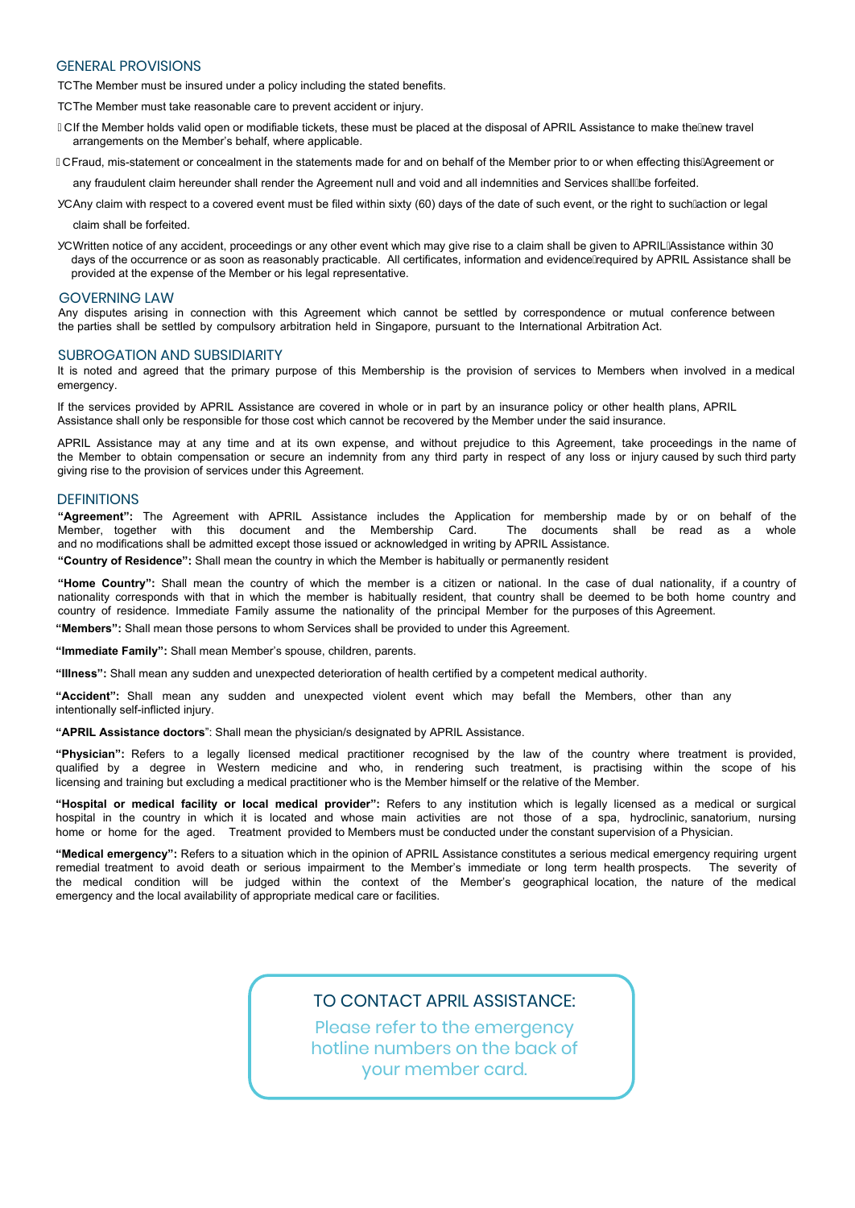## GENERAL PROVISIONS

- The Member must be insured under a policy including the stated benefits.
- The Member must take reasonable care to prevent accident or injury.
- If the Member holds valid open or modifiable tickets, these must be placed at the disposal of APRIL Assistance to make the new travel arrangements on the Member's behalf, where applicable.
- Fraud, mis-statement or concealment in the statements made for and on behalf of the Member prior to or when effecting this Agreement or any fraudulent claim hereunder shall render the Agreement null and void and all indemnities and Services shall be forfeited.
- Any claim with respect to a covered event must be filed within sixty (60) days of the date of such event, or the right to such action or legal claim shall be forfeited.
- Written notice of any accident, proceedings or any other event which may give rise to a claim shall be given to APRIL Assistance within 30 days of the occurrence or as soon as reasonably practicable. All certificates, information and evidence required by APRIL Assistance shall be provided at the expense of the Member or his legal representative.

## GOVERNING LAW

Any disputes arising in connection with this Agreement which cannot be settled by correspondence or mutual conference between the parties shall be settled by compulsory arbitration held in Singapore, pursuant to the International Arbitration Act.

## SUBROGATION AND SUBSIDIARITY

It is noted and agreed that the primary purpose of this Membership is the provision of services to Members when involved in a medical emergency.

If the services provided by APRIL Assistance are covered in whole or in part by an insurance policy or other health plans, APRIL Assistance shall only be responsible for those cost which cannot be recovered by the Member under the said insurance.

APRIL Assistance may at any time and at its own expense, and without prejudice to this Agreement, take proceedings in the name of the Member to obtain compensation or secure an indemnity from any third party in respect of any loss or injury caused by such third party giving rise to the provision of services under this Agreement.

## DEFINITIONS

**"Agreement":** The Agreement with APRIL Assistance includes the Application for membership made by or on behalf of the Member, together with this document and the Membership Card. The documents shall be read as a whole and no modifications shall be admitted except those issued or acknowledged in writing by APRIL Assistance.

**"Country of Residence":** Shall mean the country in which the Member is habitually or permanently resident

**"Home Country":** Shall mean the country of which the member is a citizen or national. In the case of dual nationality, if a country of nationality corresponds with that in which the member is habitually resident, that country shall be deemed to be both home country and country of residence. Immediate Family assume the nationality of the principal Member for the purposes of this Agreement.

**"Members":** Shall mean those persons to whom Services shall be provided to under this Agreement.

**"Immediate Family":** Shall mean Member's spouse, children, parents.

**"Illness":** Shall mean any sudden and unexpected deterioration of health certified by a competent medical authority.

**"Accident":** Shall mean any sudden and unexpected violent event which may befall the Members, other than any intentionally self-inflicted injury.

**"APRIL Assistance doctors"**: Shall mean the physician/s designated by APRIL Assistance.

**"Physician":** Refers to a legally licensed medical practitioner recognised by the law of the country where treatment is provided, qualified by a degree in Western medicine and who, in rendering such treatment, is practising within the scope of his licensing and training but excluding a medical practitioner who is the Member himself or the relative of the Member.

**"Hospital or medical facility or local medical provider":** Refers to any institution which is legally licensed as a medical or surgical hospital in the country in which it is located and whose main activities are not those of a spa, hydroclinic, sanatorium, nursing home or home for the aged. Treatment provided to Members must be conducted under the constant supervision of a Physician.

**"Medical emergency":** Refers to a situation which in the opinion of APRIL Assistance constitutes a serious medical emergency requiring urgent remedial treatment to avoid death or serious impairment to the Member's immediate or long term health prospects. The severity of the medical condition will be judged within the context of the Member's geographical location, the nature of the medical emergency and the local availability of appropriate medical care or facilities.

TO CONTACT APRIL ASSISTANCE:

Please refer to the emergency hotline numbers on the back of your member card.